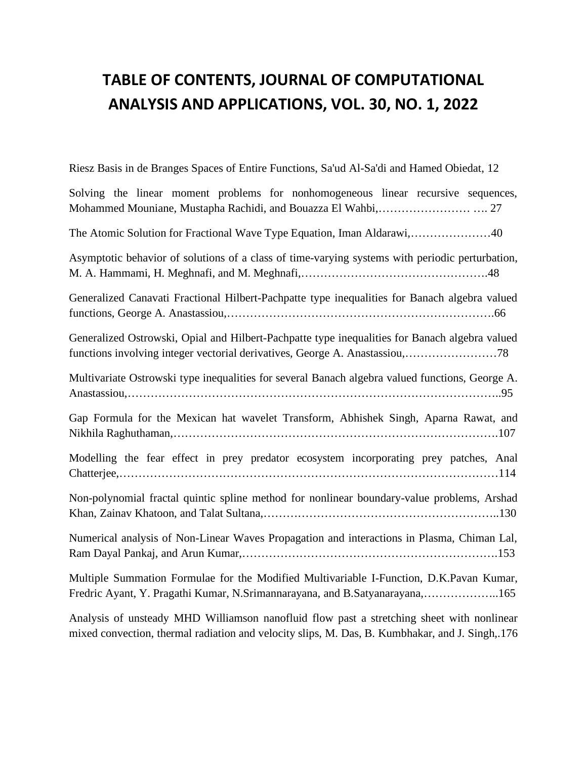# TABLE OF CONTENTS, JOURNAL OF COMPUTATIONAL ANALYSIS AND APPLICATIONS, VOL. 30, NO. 1, 2022

Riesz Basis in de Branges Spaces of Entire Functions, Sa'ud Al-Sa'di and Hamed Obiedat, 12

Solving the linear moment problems for nonhomogeneous linear recursive sequences, Mohammed Mouniane, Mustapha Rachidi, and Bouazza El Wahbi,…………………… …. 27

The Atomic Solution for Fractional Wave Type Equation, Iman Aldarawi,…………………40

Asymptotic behavior of solutions of a class of time-varying systems with periodic perturbation, M. A. Hammami, H. Meghnafi, and M. Meghnafi,………………………………………….48

Generalized Canavati Fractional Hilbert-Pachpatte type inequalities for Banach algebra valued functions, George A. Anastassiou,…………………………………………………………….66

Generalized Ostrowski, Opial and Hilbert-Pachpatte type inequalities for Banach algebra valued functions involving integer vectorial derivatives, George A. Anastassiou,……………………78

Multivariate Ostrowski type inequalities for several Banach algebra valued functions, George A. Anastassiou,………………………………………………………………………………..95

Gap Formula for the Mexican hat wavelet Transform, Abhishek Singh, Aparna Rawat, and Nikhila Raghuthaman,……………………………………………………………………….107

Modelling the fear effect in prey predator ecosystem incorporating prey patches, Anal Chatterjee,……………………………………………………………………………………114

Non-polynomial fractal quintic spline method for nonlinear boundary-value problems, Arshad Khan, Zainav Khatoon, and Talat Sultana,……………………………………………………..130

Numerical analysis of Non-Linear Waves Propagation and interactions in Plasma, Chiman Lal, Ram Dayal Pankaj, and Arun Kumar,………………………………………………………….153

Multiple Summation Formulae for the Modified Multivariable I-Function, D.K.Pavan Kumar, Fredric Ayant, Y. Pragathi Kumar, N.Srimannarayana, and B.Satyanarayana,………………..165

Analysis of unsteady MHD Williamson nanofluid flow past a stretching sheet with nonlinear mixed convection, thermal radiation and velocity slips, M. Das, B. Kumbhakar, and J. Singh,.176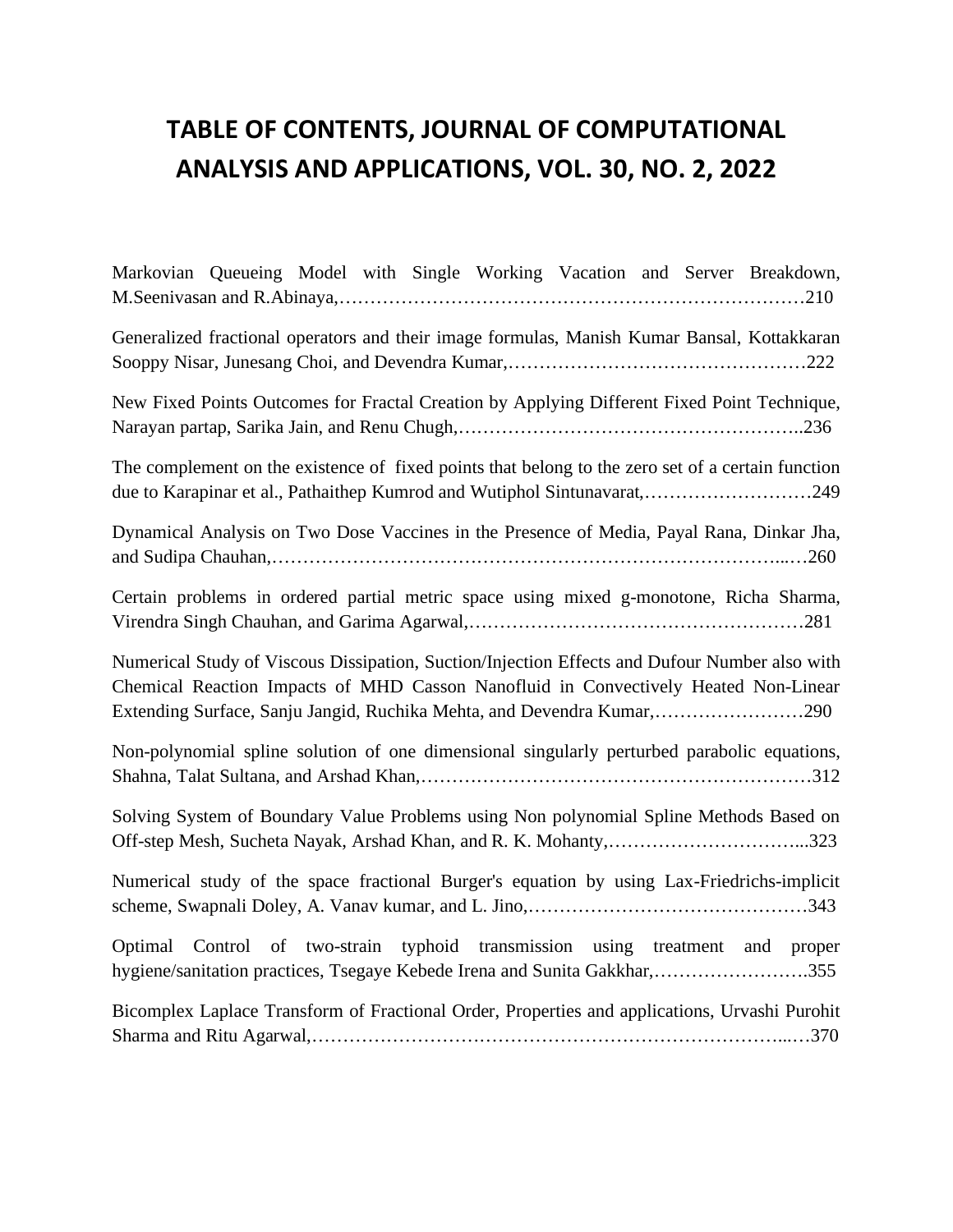# TABLE OF CONTENTS, JOURNAL OF COMPUTATIONAL ANALYSIS AND APPLICATIONS, VOL. 30, NO. 2, 2022

Markovian Queueing Model with Single Working Vacation and Server Breakdown, M.Seenivasan and R.Abinaya,………………………………………………………………210

Generalized fractional operators and their image formulas, Manish Kumar Bansal, Kottakkaran Sooppy Nisar, Junesang Choi, and Devendra Kumar,…………………………………………222

New Fixed Points Outcomes for Fractal Creation by Applying Different Fixed Point Technique, Narayan partap, Sarika Jain, and Renu Chugh,……………………………………………..236

The complement on the existence of fixed points that belong to the zero set of a certain function due to Karapinar et al., Pathaithep Kumrod and Wutiphol Sintunavarat,………………………249

Dynamical Analysis on Two Dose Vaccines in the Presence of Media, Payal Rana, Dinkar Jha, and Sudipa Chauhan,……………………………………………………………………...…260

Certain problems in ordered partial metric space using mixed g-monotone, Richa Sharma, Virendra Singh Chauhan, and Garima Agarwal,……………………………………………281

Numerical Study of Viscous Dissipation, Suction/Injection Effects and Dufour Number also with Chemical Reaction Impacts of MHD Casson Nanofluid in Convectively Heated Non-Linear Extending Surface, Sanju Jangid, Ruchika Mehta, and Devendra Kumar,……………………290

Non-polynomial spline solution of one dimensional singularly perturbed parabolic equations, Shahna, Talat Sultana, and Arshad Khan,……………………………………………………312

Solving System of Boundary Value Problems using Non polynomial Spline Methods Based on Off-step Mesh, Sucheta Nayak, Arshad Khan, and R. K. Mohanty,…………………………...323

Numerical study of the space fractional Burger's equation by using Lax-Friedrichs-implicit scheme, Swapnali Doley, A. Vanav kumar, and L. Jino,………………………………………343

Optimal Control of two-strain typhoid transmission using treatment and proper hygiene/sanitation practices, Tsegaye Kebede Irena and Sunita Gakkhar,…………………….355

Bicomplex Laplace Transform of Fractional Order, Properties and applications, Urvashi Purohit Sharma and Ritu Agarwal,…………………………………………………………………...…370